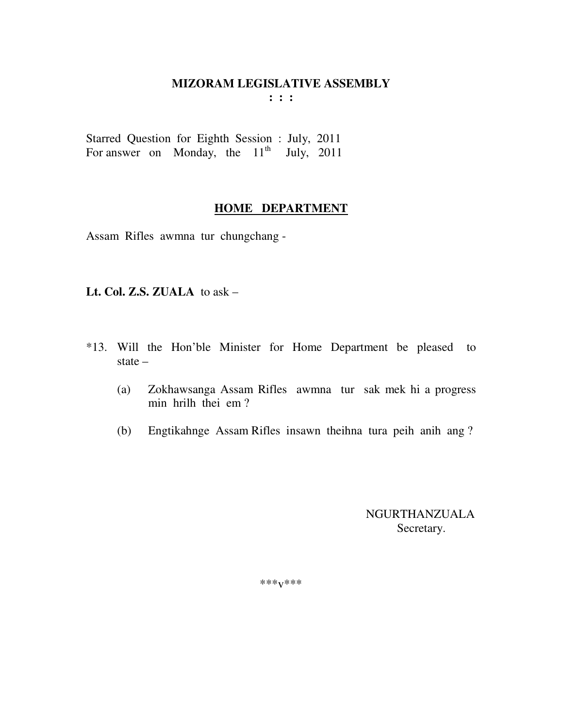# MIZORAM LEGISLATIVE ASSEMBLY

: : :

Starred Question for Eighth Session : July, 2011
For answer on Monday, the 11th July, 2011

## HOME DEPARTMENT

Assam Rifles awmna tur chungchang -

**Lt. Col. Z.S. ZUALA** to ask –

*13. Will the Hon'ble Minister for Home Department be pleased to state –

(a) Zokhawsanga Assam Rifles awmna tur sak mek hi a progress min hrilh thei em ?

(b) Engtikahnge Assam Rifles insawn theihna tura peih anih ang ?

NGURTHANZUALA
Secretary.

\*\*\*v\*\*\*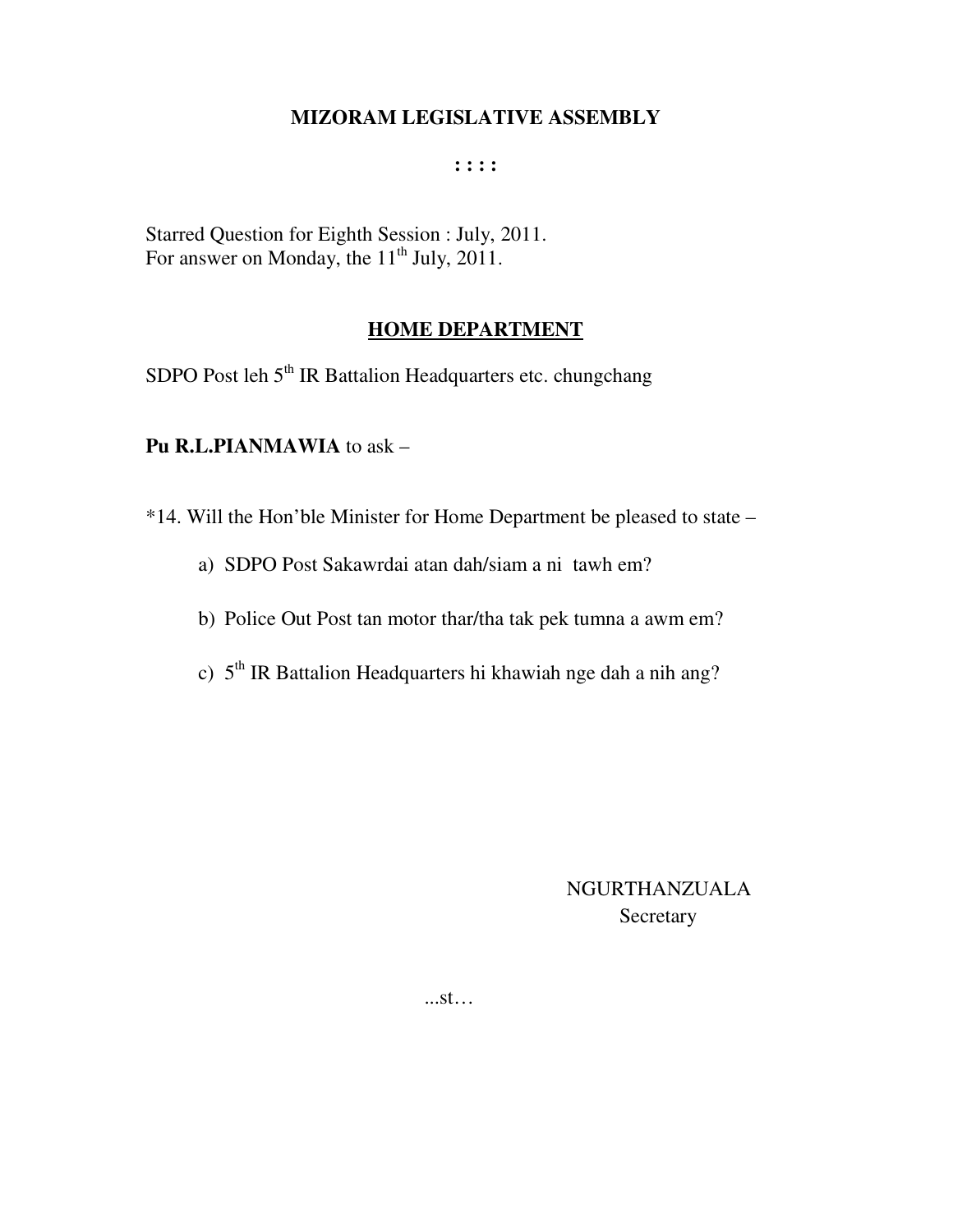# MIZORAM LEGISLATIVE ASSEMBLY

: : : :

Starred Question for Eighth Session : July, 2011.
For answer on Monday, the 11th July, 2011.

## HOME DEPARTMENT

SDPO Post leh 5th IR Battalion Headquarters etc. chungchang

**Pu R.L.PIANMAWIA** to ask –

*14. Will the Hon'ble Minister for Home Department be pleased to state –

a) SDPO Post Sakawrdai atan dah/siam a ni tawh em?

b) Police Out Post tan motor thar/tha tak pek tumna a awm em?

c) 5th IR Battalion Headquarters hi khawiah nge dah a nih ang?

NGURTHANZUALA
Secretary

...st…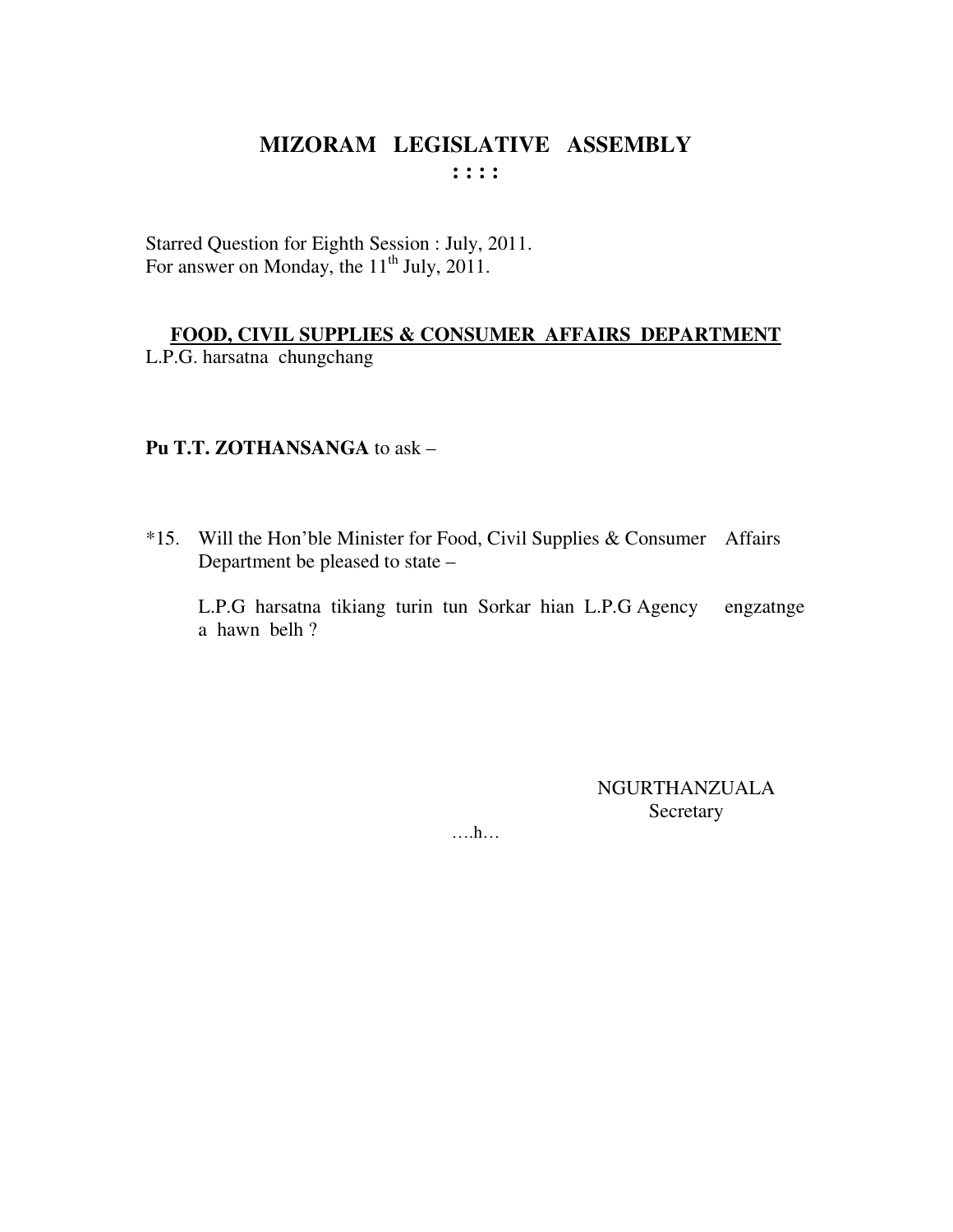# MIZORAM LEGISLATIVE ASSEMBLY

**: : : :**

Starred Question for Eighth Session : July, 2011.
For answer on Monday, the 11th July, 2011.

**FOOD, CIVIL SUPPLIES & CONSUMER AFFAIRS DEPARTMENT**

L.P.G. harsatna chungchang

**Pu T.T. ZOTHANSANGA** to ask –

*15. Will the Hon'ble Minister for Food, Civil Supplies & Consumer Affairs Department be pleased to state –

L.P.G harsatna tikiang turin tun Sorkar hian L.P.G Agency engzatnge a hawn belh ?

NGURTHANZUALA
Secretary

….h…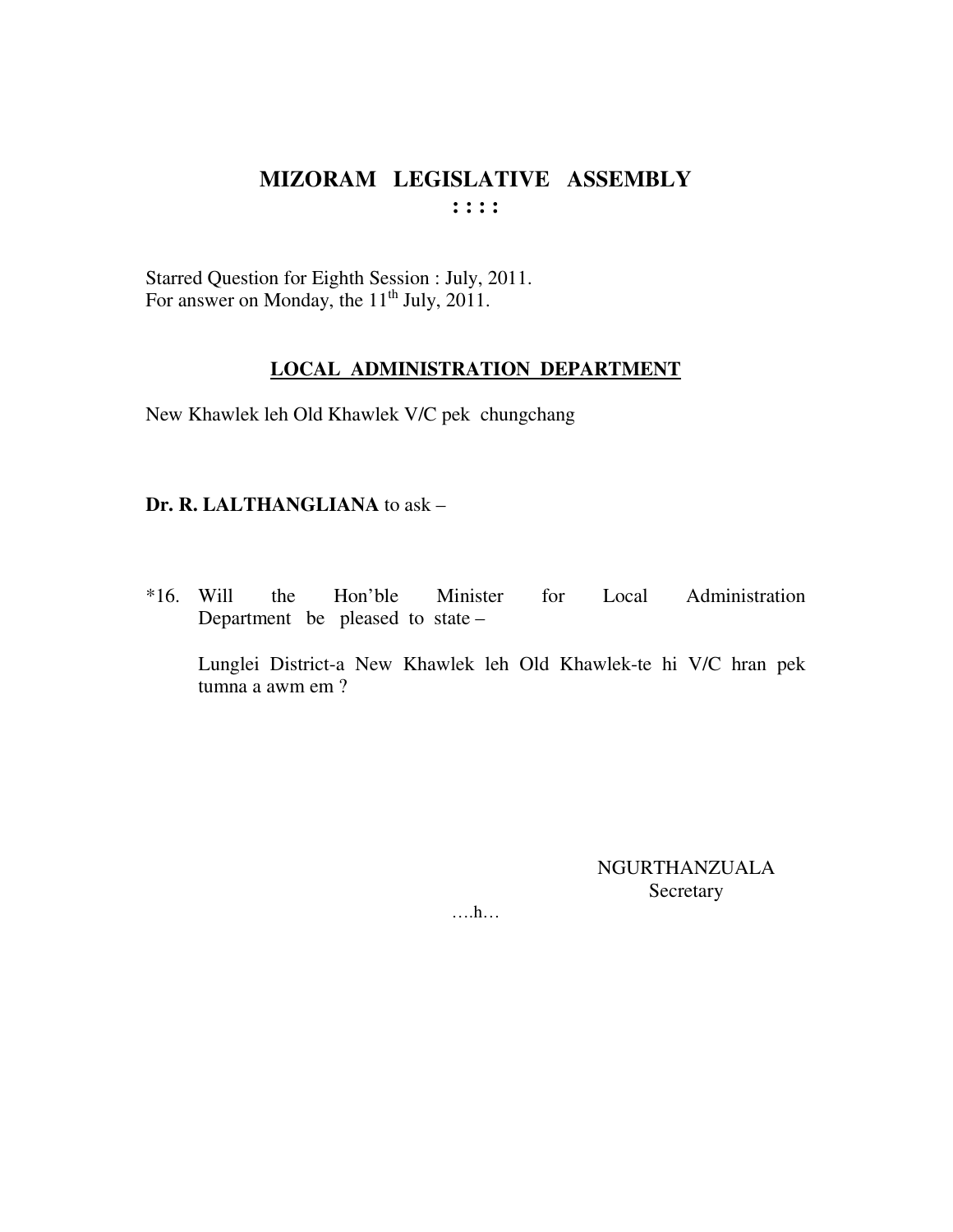# MIZORAM LEGISLATIVE ASSEMBLY

**: : : :**

Starred Question for Eighth Session : July, 2011.
For answer on Monday, the 11th July, 2011.

## LOCAL ADMINISTRATION DEPARTMENT

New Khawlek leh Old Khawlek V/C pek chungchang

**Dr. R. LALTHANGLIANA** to ask –

*16. Will the Hon'ble Minister for Local Administration Department be pleased to state –

Lunglei District-a New Khawlek leh Old Khawlek-te hi V/C hran pek tumna a awm em ?

NGURTHANZUALA
Secretary

….h…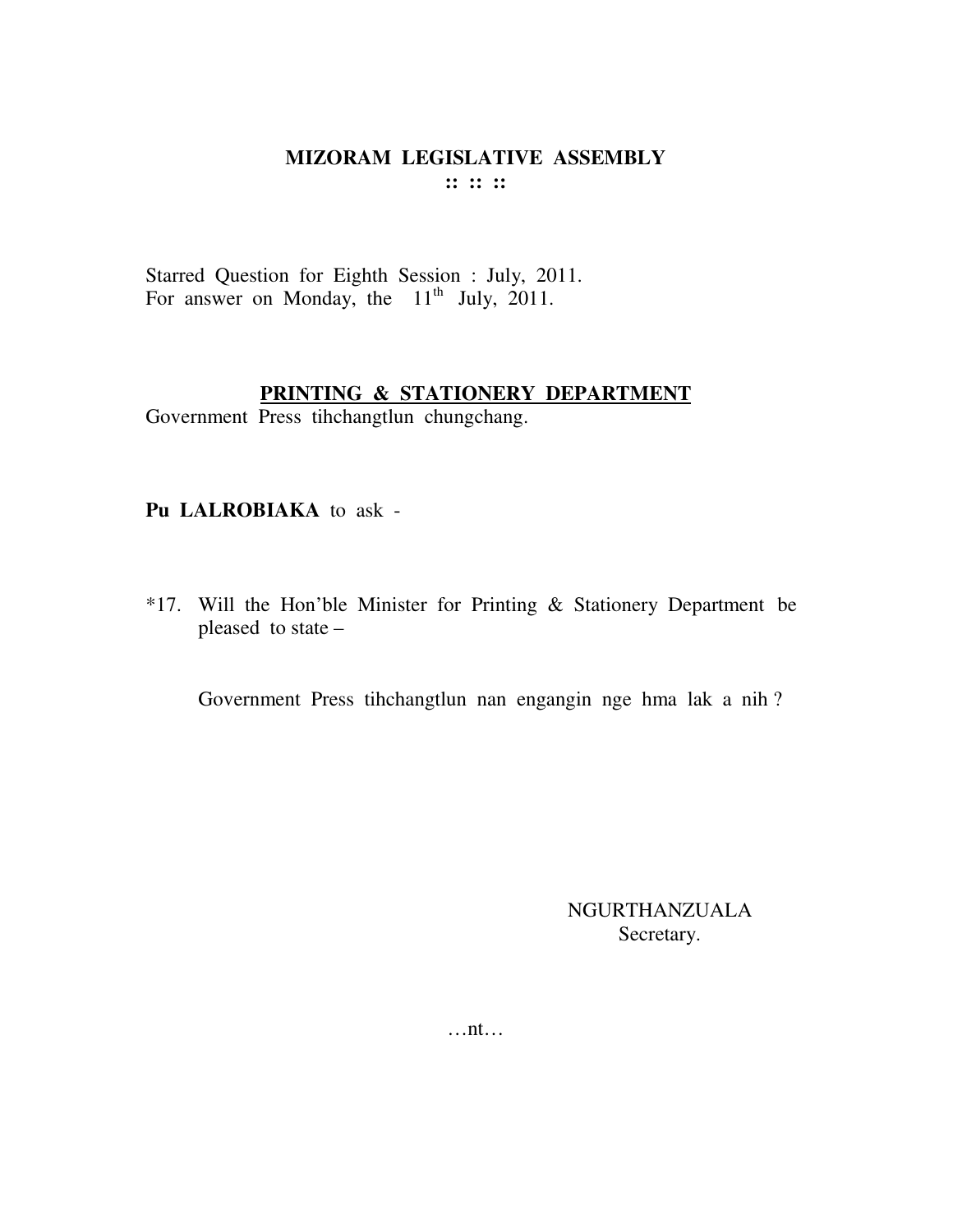# MIZORAM LEGISLATIVE ASSEMBLY

**:: :: ::**

Starred Question for Eighth Session : July, 2011.
For answer on Monday, the 11th July, 2011.

## PRINTING & STATIONERY DEPARTMENT

Government Press tihchangtlun chungchang.

**Pu LALROBIAKA** to ask -

*17. Will the Hon'ble Minister for Printing & Stationery Department be pleased to state –

Government Press tihchangtlun nan engangin nge hma lak a nih ?

NGURTHANZUALA
Secretary.

…nt…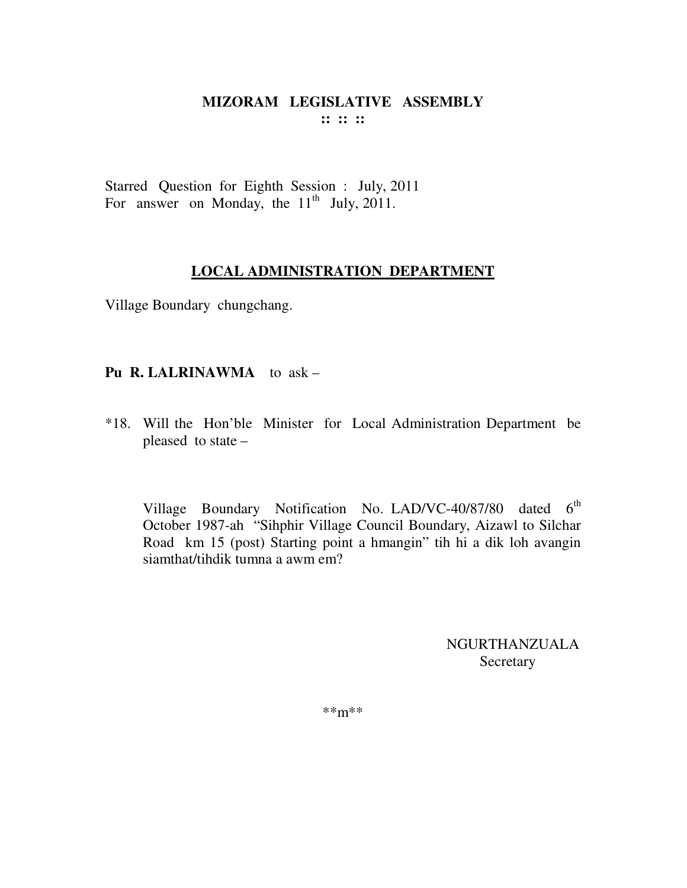# MIZORAM LEGISLATIVE ASSEMBLY

**:: :: ::**

Starred Question for Eighth Session : July, 2011
For answer on Monday, the 11th July, 2011.

## LOCAL ADMINISTRATION DEPARTMENT

Village Boundary chungchang.

**Pu R. LALRINAWMA** to ask –

*18. Will the Hon'ble Minister for Local Administration Department be pleased to state –

Village Boundary Notification No. LAD/VC-40/87/80 dated 6th October 1987-ah "Sihphir Village Council Boundary, Aizawl to Silchar Road km 15 (post) Starting point a hmangin" tih hi a dik loh avangin siamthat/tihdik tumna a awm em?

NGURTHANZUALA
Secretary

**m**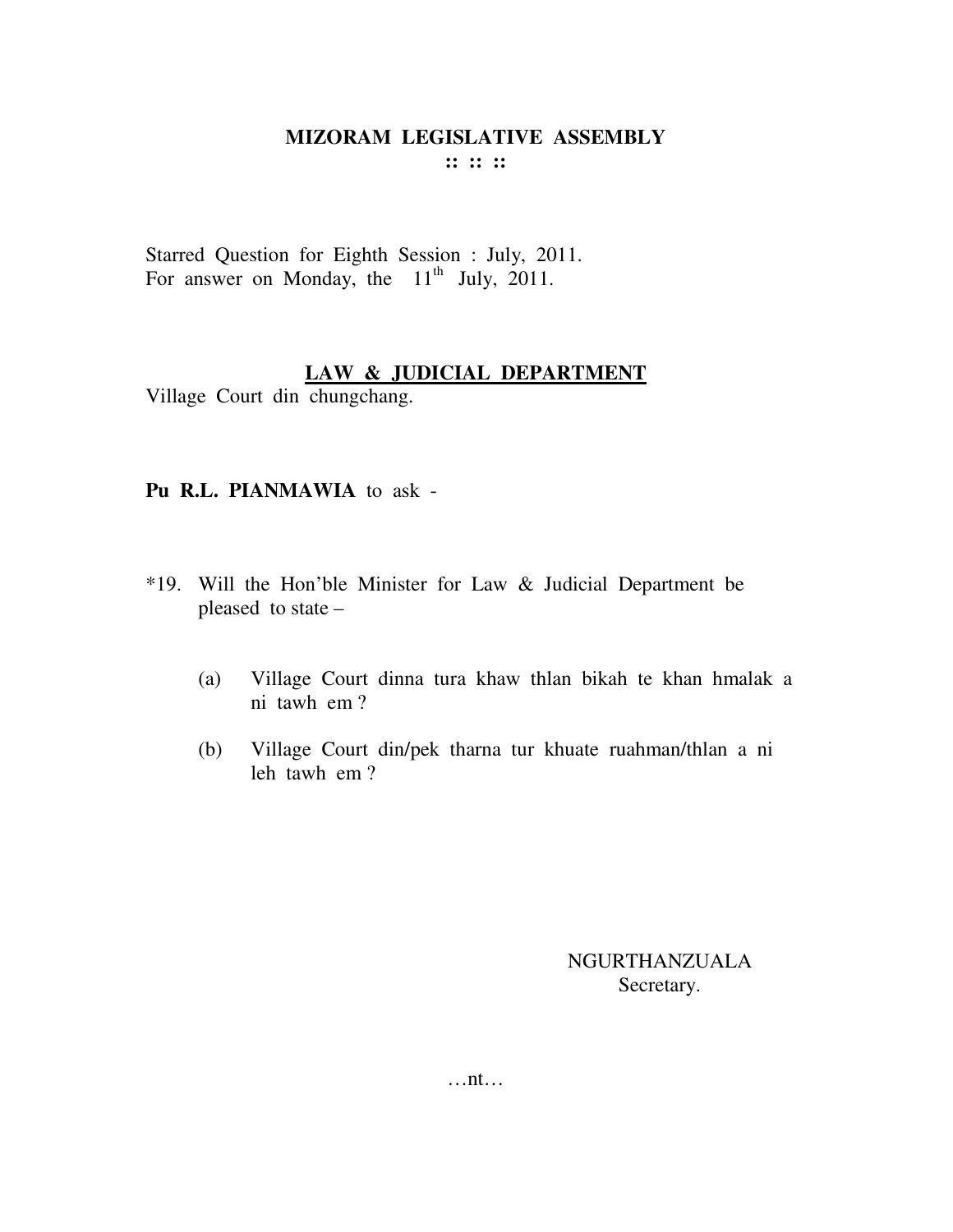# MIZORAM LEGISLATIVE ASSEMBLY

**:: :: ::**

Starred Question for Eighth Session : July, 2011.
For answer on Monday, the 11th July, 2011.

## LAW & JUDICIAL DEPARTMENT

Village Court din chungchang.

**Pu R.L. PIANMAWIA** to ask -

*19. Will the Hon'ble Minister for Law & Judicial Department be pleased to state –

(a) Village Court dinna tura khaw thlan bikah te khan hmalak a ni tawh em ?

(b) Village Court din/pek tharna tur khuate ruahman/thlan a ni leh tawh em ?

NGURTHANZUALA
Secretary.

…nt…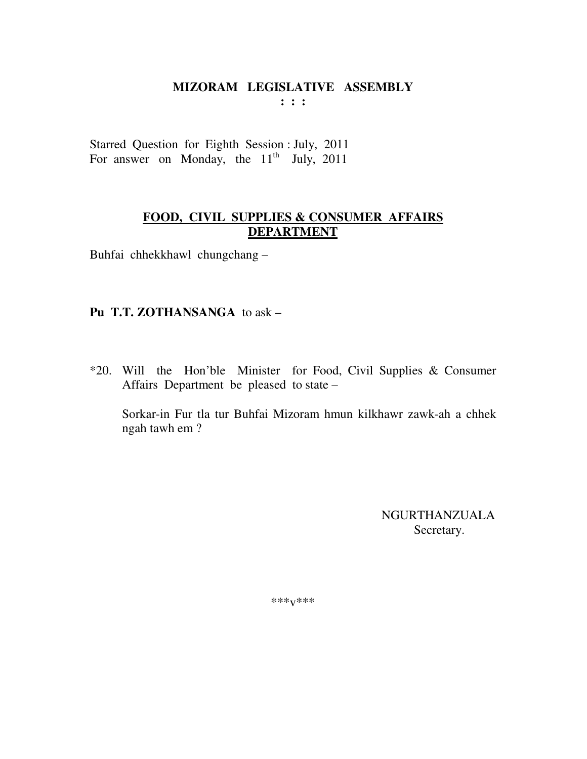# MIZORAM LEGISLATIVE ASSEMBLY

**: : :**

Starred Question for Eighth Session : July, 2011
For answer on Monday, the 11th July, 2011

## FOOD, CIVIL SUPPLIES & CONSUMER AFFAIRS DEPARTMENT

Buhfai chhekkhawl chungchang –

**Pu T.T. ZOTHANSANGA** to ask –

*20. Will the Hon'ble Minister for Food, Civil Supplies & Consumer Affairs Department be pleased to state –

Sorkar-in Fur tla tur Buhfai Mizoram hmun kilkhawr zawk-ah a chhek ngah tawh em ?

NGURTHANZUALA
Secretary.

***v***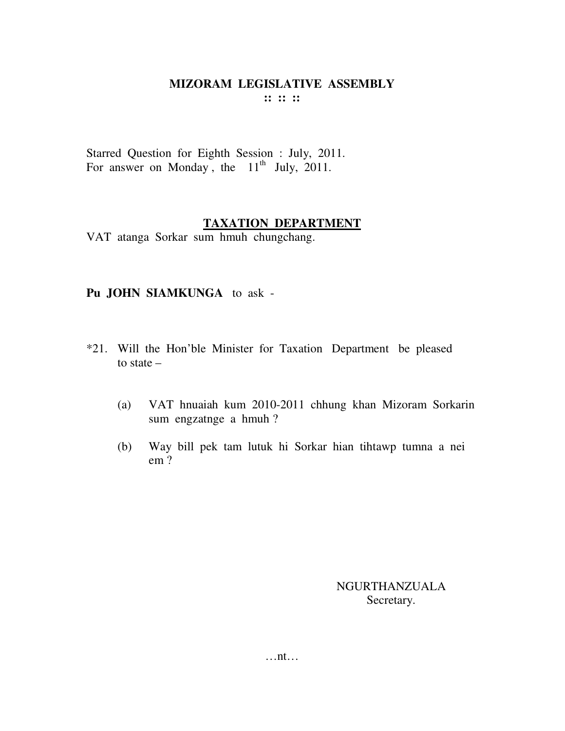# MIZORAM LEGISLATIVE ASSEMBLY

:: :: ::

Starred Question for Eighth Session : July, 2011.
For answer on Monday , the 11th July, 2011.

## TAXATION DEPARTMENT

VAT atanga Sorkar sum hmuh chungchang.

**Pu JOHN SIAMKUNGA** to ask -

*21. Will the Hon'ble Minister for Taxation Department be pleased to state –

(a) VAT hnuaiah kum 2010-2011 chhung khan Mizoram Sorkarin sum engzatnge a hmuh ?

(b) Way bill pek tam lutuk hi Sorkar hian tihtawp tumna a nei em ?

NGURTHANZUALA
Secretary.

…nt…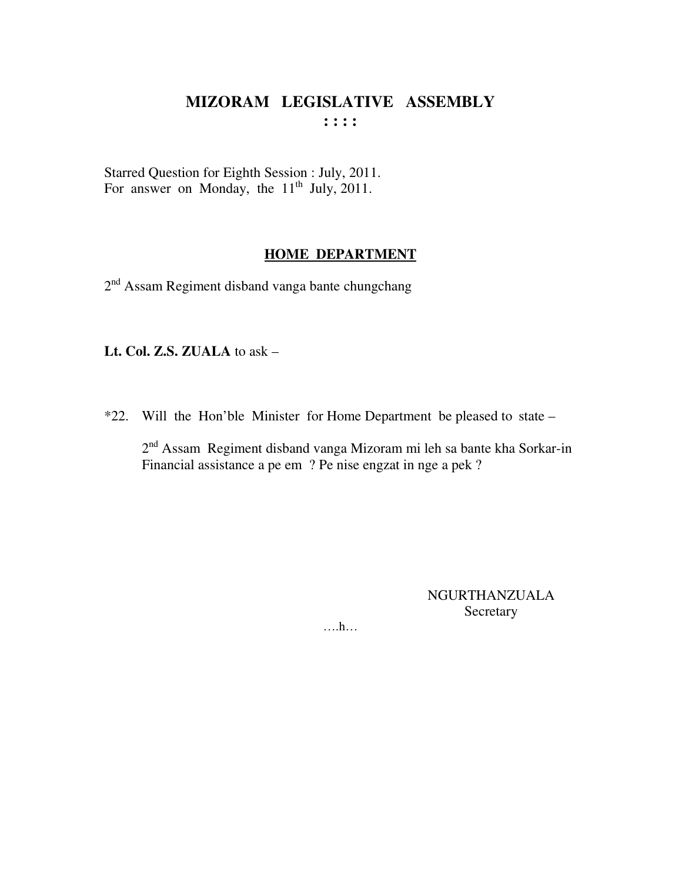# MIZORAM LEGISLATIVE ASSEMBLY

: : : :

Starred Question for Eighth Session : July, 2011.
For answer on Monday, the 11th July, 2011.

## HOME DEPARTMENT

2nd Assam Regiment disband vanga bante chungchang

**Lt. Col. Z.S. ZUALA** to ask –

*22. Will the Hon'ble Minister for Home Department be pleased to state –

2nd Assam Regiment disband vanga Mizoram mi leh sa bante kha Sorkar-in Financial assistance a pe em ? Pe nise engzat in nge a pek ?

NGURTHANZUALA
Secretary

….h…